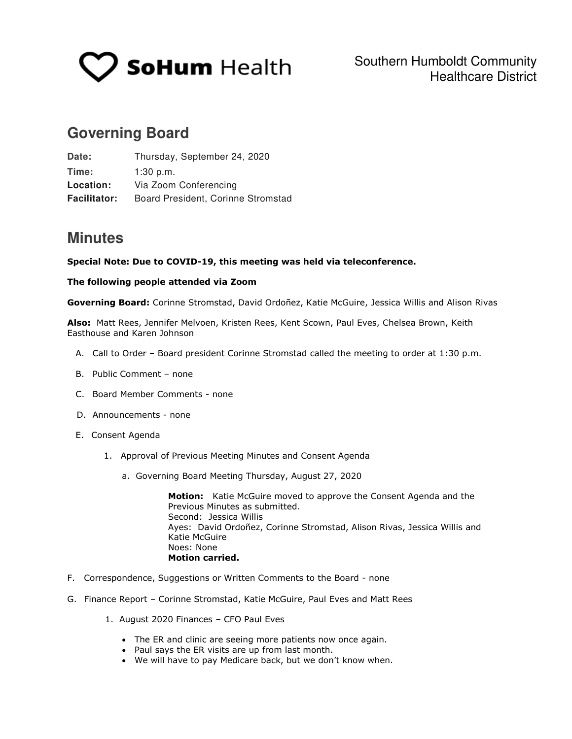SoHum Health

Southern Humboldt Community Healthcare District

## Governing Board

**Date:** Thursday, September 24, 2020
**Time:** 1:30 p.m.
**Location:** Via Zoom Conferencing
**Facilitator:** Board President, Corinne Stromstad

## Minutes

**Special Note: Due to COVID-19, this meeting was held via teleconference.**

**The following people attended via Zoom**

**Governing Board:** Corinne Stromstad, David Ordoñez, Katie McGuire, Jessica Willis and Alison Rivas

**Also:** Matt Rees, Jennifer Melvoen, Kristen Rees, Kent Scown, Paul Eves, Chelsea Brown, Keith Easthouse and Karen Johnson

A. Call to Order – Board president Corinne Stromstad called the meeting to order at 1:30 p.m.

B. Public Comment – none

C. Board Member Comments - none

D. Announcements - none

E. Consent Agenda

   1. Approval of Previous Meeting Minutes and Consent Agenda

      a. Governing Board Meeting Thursday, August 27, 2020

         **Motion:** Katie McGuire moved to approve the Consent Agenda and the Previous Minutes as submitted.
         Second: Jessica Willis
         Ayes: David Ordoñez, Corinne Stromstad, Alison Rivas, Jessica Willis and Katie McGuire
         Noes: None
         **Motion carried.**

F. Correspondence, Suggestions or Written Comments to the Board - none

G. Finance Report – Corinne Stromstad, Katie McGuire, Paul Eves and Matt Rees

   1. August 2020 Finances – CFO Paul Eves

      - The ER and clinic are seeing more patients now once again.
      - Paul says the ER visits are up from last month.
      - We will have to pay Medicare back, but we don't know when.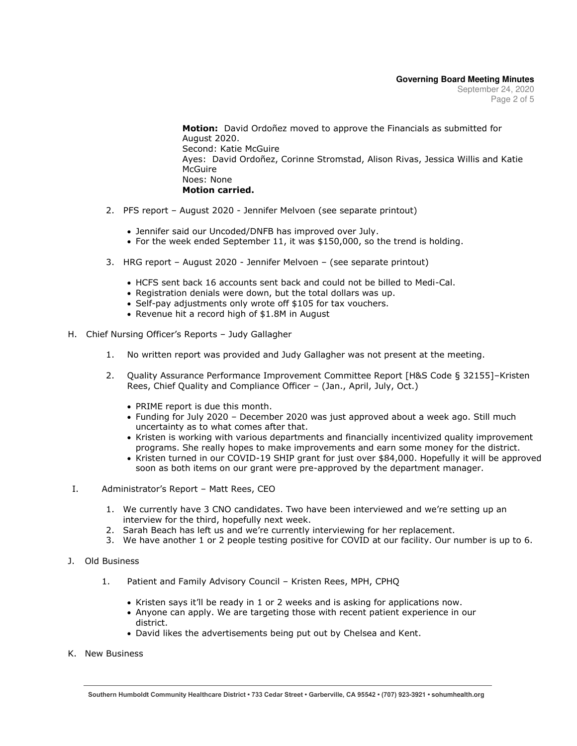**Motion:** David Ordoñez moved to approve the Financials as submitted for August 2020.
Second: Katie McGuire
Ayes: David Ordoñez, Corinne Stromstad, Alison Rivas, Jessica Willis and Katie McGuire
Noes: None
**Motion carried.**

2. PFS report – August 2020 - Jennifer Melvoen (see separate printout)

   - Jennifer said our Uncoded/DNFB has improved over July.
   - For the week ended September 11, it was $150,000, so the trend is holding.

3. HRG report – August 2020 - Jennifer Melvoen – (see separate printout)

   - HCFS sent back 16 accounts sent back and could not be billed to Medi-Cal.
   - Registration denials were down, but the total dollars was up.
   - Self-pay adjustments only wrote off $105 for tax vouchers.
   - Revenue hit a record high of $1.8M in August

H. Chief Nursing Officer's Reports – Judy Gallagher

1. No written report was provided and Judy Gallagher was not present at the meeting.

2. Quality Assurance Performance Improvement Committee Report [H&S Code § 32155]–Kristen Rees, Chief Quality and Compliance Officer – (Jan., April, July, Oct.)

   - PRIME report is due this month.
   - Funding for July 2020 – December 2020 was just approved about a week ago. Still much uncertainty as to what comes after that.
   - Kristen is working with various departments and financially incentivized quality improvement programs. She really hopes to make improvements and earn some money for the district.
   - Kristen turned in our COVID-19 SHIP grant for just over $84,000. Hopefully it will be approved soon as both items on our grant were pre-approved by the department manager.

I. Administrator's Report – Matt Rees, CEO

1. We currently have 3 CNO candidates. Two have been interviewed and we're setting up an interview for the third, hopefully next week.
2. Sarah Beach has left us and we're currently interviewing for her replacement.
3. We have another 1 or 2 people testing positive for COVID at our facility. Our number is up to 6.

J. Old Business

1. Patient and Family Advisory Council – Kristen Rees, MPH, CPHQ

   - Kristen says it'll be ready in 1 or 2 weeks and is asking for applications now.
   - Anyone can apply. We are targeting those with recent patient experience in our district.
   - David likes the advertisements being put out by Chelsea and Kent.

K. New Business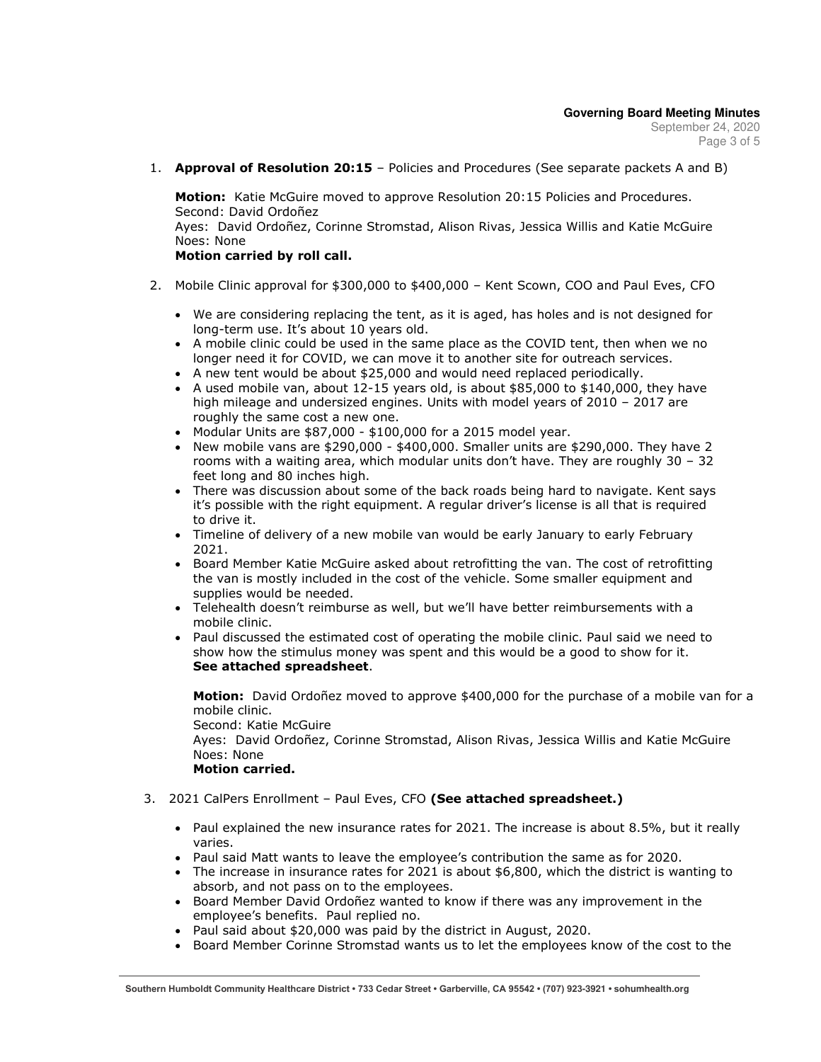1. **Approval of Resolution 20:15** – Policies and Procedures (See separate packets A and B)

   **Motion:** Katie McGuire moved to approve Resolution 20:15 Policies and Procedures.
   Second: David Ordoñez
   Ayes: David Ordoñez, Corinne Stromstad, Alison Rivas, Jessica Willis and Katie McGuire
   Noes: None
   **Motion carried by roll call.**

2. Mobile Clinic approval for $300,000 to $400,000 – Kent Scown, COO and Paul Eves, CFO

   - We are considering replacing the tent, as it is aged, has holes and is not designed for long-term use. It's about 10 years old.
   - A mobile clinic could be used in the same place as the COVID tent, then when we no longer need it for COVID, we can move it to another site for outreach services.
   - A new tent would be about $25,000 and would need replaced periodically.
   - A used mobile van, about 12-15 years old, is about $85,000 to $140,000, they have high mileage and undersized engines. Units with model years of 2010 – 2017 are roughly the same cost a new one.
   - Modular Units are $87,000 - $100,000 for a 2015 model year.
   - New mobile vans are $290,000 - $400,000. Smaller units are $290,000. They have 2 rooms with a waiting area, which modular units don't have. They are roughly 30 – 32 feet long and 80 inches high.
   - There was discussion about some of the back roads being hard to navigate. Kent says it's possible with the right equipment. A regular driver's license is all that is required to drive it.
   - Timeline of delivery of a new mobile van would be early January to early February 2021.
   - Board Member Katie McGuire asked about retrofitting the van. The cost of retrofitting the van is mostly included in the cost of the vehicle. Some smaller equipment and supplies would be needed.
   - Telehealth doesn't reimburse as well, but we'll have better reimbursements with a mobile clinic.
   - Paul discussed the estimated cost of operating the mobile clinic. Paul said we need to show how the stimulus money was spent and this would be a good to show for it. **See attached spreadsheet**.

   **Motion:** David Ordoñez moved to approve $400,000 for the purchase of a mobile van for a mobile clinic.
   Second: Katie McGuire
   Ayes: David Ordoñez, Corinne Stromstad, Alison Rivas, Jessica Willis and Katie McGuire
   Noes: None
   **Motion carried.**

3. 2021 CalPers Enrollment – Paul Eves, CFO **(See attached spreadsheet.)**

   - Paul explained the new insurance rates for 2021. The increase is about 8.5%, but it really varies.
   - Paul said Matt wants to leave the employee's contribution the same as for 2020.
   - The increase in insurance rates for 2021 is about $6,800, which the district is wanting to absorb, and not pass on to the employees.
   - Board Member David Ordoñez wanted to know if there was any improvement in the employee's benefits. Paul replied no.
   - Paul said about $20,000 was paid by the district in August, 2020.
   - Board Member Corinne Stromstad wants us to let the employees know of the cost to the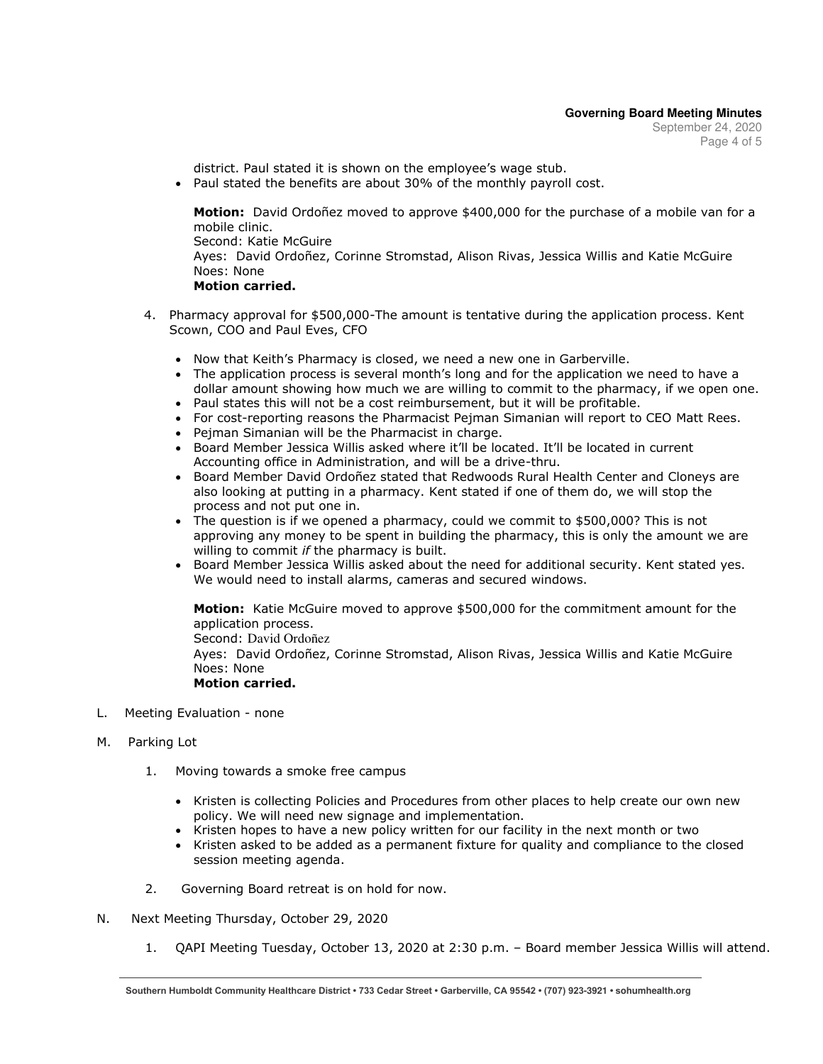district. Paul stated it is shown on the employee's wage stub.

- Paul stated the benefits are about 30% of the monthly payroll cost.

**Motion:** David Ordoñez moved to approve $400,000 for the purchase of a mobile van for a mobile clinic.
Second: Katie McGuire
Ayes: David Ordoñez, Corinne Stromstad, Alison Rivas, Jessica Willis and Katie McGuire
Noes: None
**Motion carried.**

4. Pharmacy approval for $500,000-The amount is tentative during the application process. Kent Scown, COO and Paul Eves, CFO

   - Now that Keith's Pharmacy is closed, we need a new one in Garberville.
   - The application process is several month's long and for the application we need to have a dollar amount showing how much we are willing to commit to the pharmacy, if we open one.
   - Paul states this will not be a cost reimbursement, but it will be profitable.
   - For cost-reporting reasons the Pharmacist Pejman Simanian will report to CEO Matt Rees.
   - Pejman Simanian will be the Pharmacist in charge.
   - Board Member Jessica Willis asked where it'll be located. It'll be located in current Accounting office in Administration, and will be a drive-thru.
   - Board Member David Ordoñez stated that Redwoods Rural Health Center and Cloneys are also looking at putting in a pharmacy. Kent stated if one of them do, we will stop the process and not put one in.
   - The question is if we opened a pharmacy, could we commit to $500,000? This is not approving any money to be spent in building the pharmacy, this is only the amount we are willing to commit *if* the pharmacy is built.
   - Board Member Jessica Willis asked about the need for additional security. Kent stated yes. We would need to install alarms, cameras and secured windows.

   **Motion:** Katie McGuire moved to approve $500,000 for the commitment amount for the application process.
   Second: David Ordoñez
   Ayes: David Ordoñez, Corinne Stromstad, Alison Rivas, Jessica Willis and Katie McGuire
   Noes: None
   **Motion carried.**

L. Meeting Evaluation - none

M. Parking Lot

1. Moving towards a smoke free campus

   - Kristen is collecting Policies and Procedures from other places to help create our own new policy. We will need new signage and implementation.
   - Kristen hopes to have a new policy written for our facility in the next month or two
   - Kristen asked to be added as a permanent fixture for quality and compliance to the closed session meeting agenda.

2. Governing Board retreat is on hold for now.

N. Next Meeting Thursday, October 29, 2020

1. QAPI Meeting Tuesday, October 13, 2020 at 2:30 p.m. – Board member Jessica Willis will attend.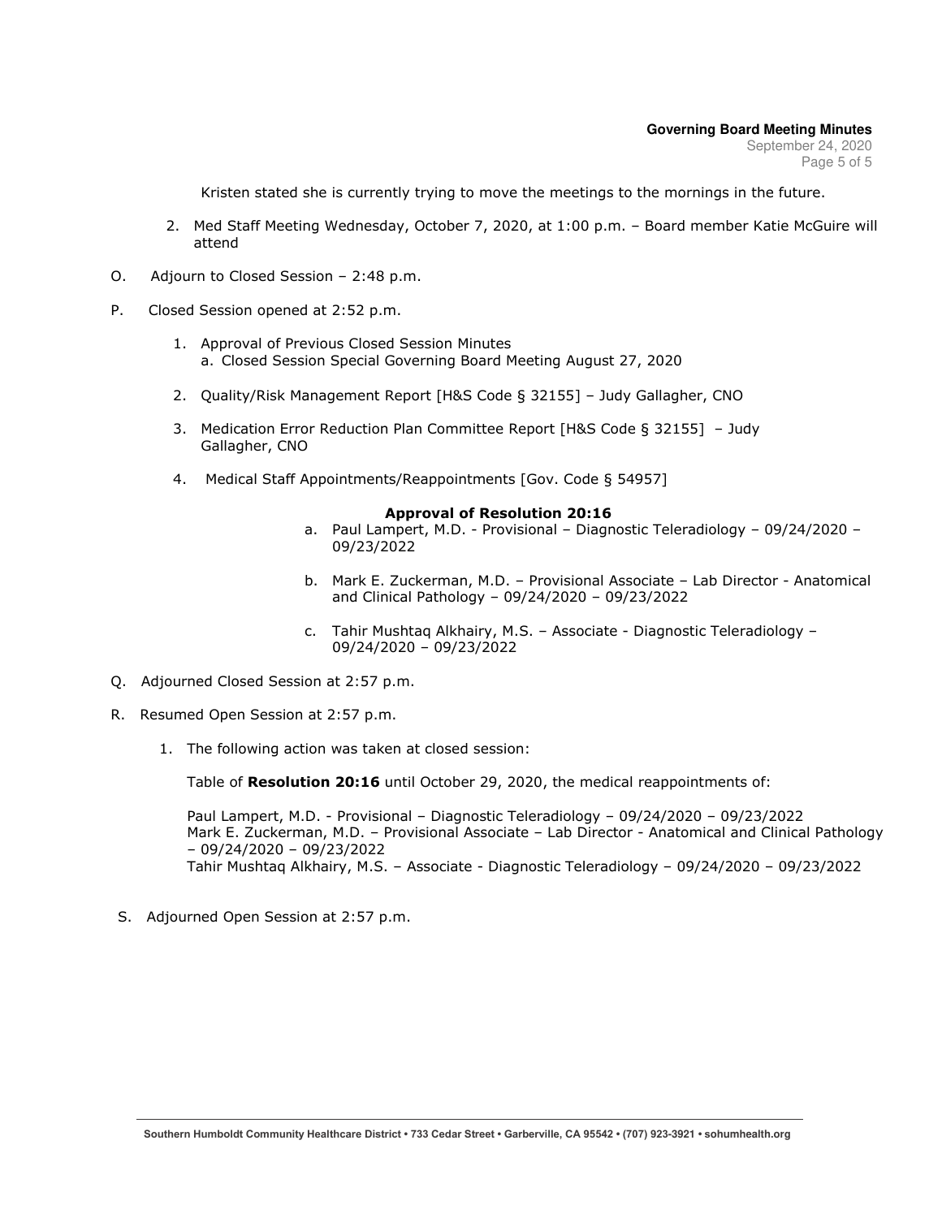Kristen stated she is currently trying to move the meetings to the mornings in the future.

2. Med Staff Meeting Wednesday, October 7, 2020, at 1:00 p.m. – Board member Katie McGuire will attend

O. Adjourn to Closed Session – 2:48 p.m.

P. Closed Session opened at 2:52 p.m.

   1. Approval of Previous Closed Session Minutes
      a. Closed Session Special Governing Board Meeting August 27, 2020

   2. Quality/Risk Management Report [H&S Code § 32155] – Judy Gallagher, CNO

   3. Medication Error Reduction Plan Committee Report [H&S Code § 32155] – Judy Gallagher, CNO

   4. Medical Staff Appointments/Reappointments [Gov. Code § 54957]

      **Approval of Resolution 20:16**

      a. Paul Lampert, M.D. - Provisional – Diagnostic Teleradiology – 09/24/2020 – 09/23/2022

      b. Mark E. Zuckerman, M.D. – Provisional Associate – Lab Director - Anatomical and Clinical Pathology – 09/24/2020 – 09/23/2022

      c. Tahir Mushtaq Alkhairy, M.S. – Associate - Diagnostic Teleradiology – 09/24/2020 – 09/23/2022

Q. Adjourned Closed Session at 2:57 p.m.

R. Resumed Open Session at 2:57 p.m.

   1. The following action was taken at closed session:

      Table of **Resolution 20:16** until October 29, 2020, the medical reappointments of:

      Paul Lampert, M.D. - Provisional – Diagnostic Teleradiology – 09/24/2020 – 09/23/2022
      Mark E. Zuckerman, M.D. – Provisional Associate – Lab Director - Anatomical and Clinical Pathology – 09/24/2020 – 09/23/2022
      Tahir Mushtaq Alkhairy, M.S. – Associate - Diagnostic Teleradiology – 09/24/2020 – 09/23/2022

S. Adjourned Open Session at 2:57 p.m.